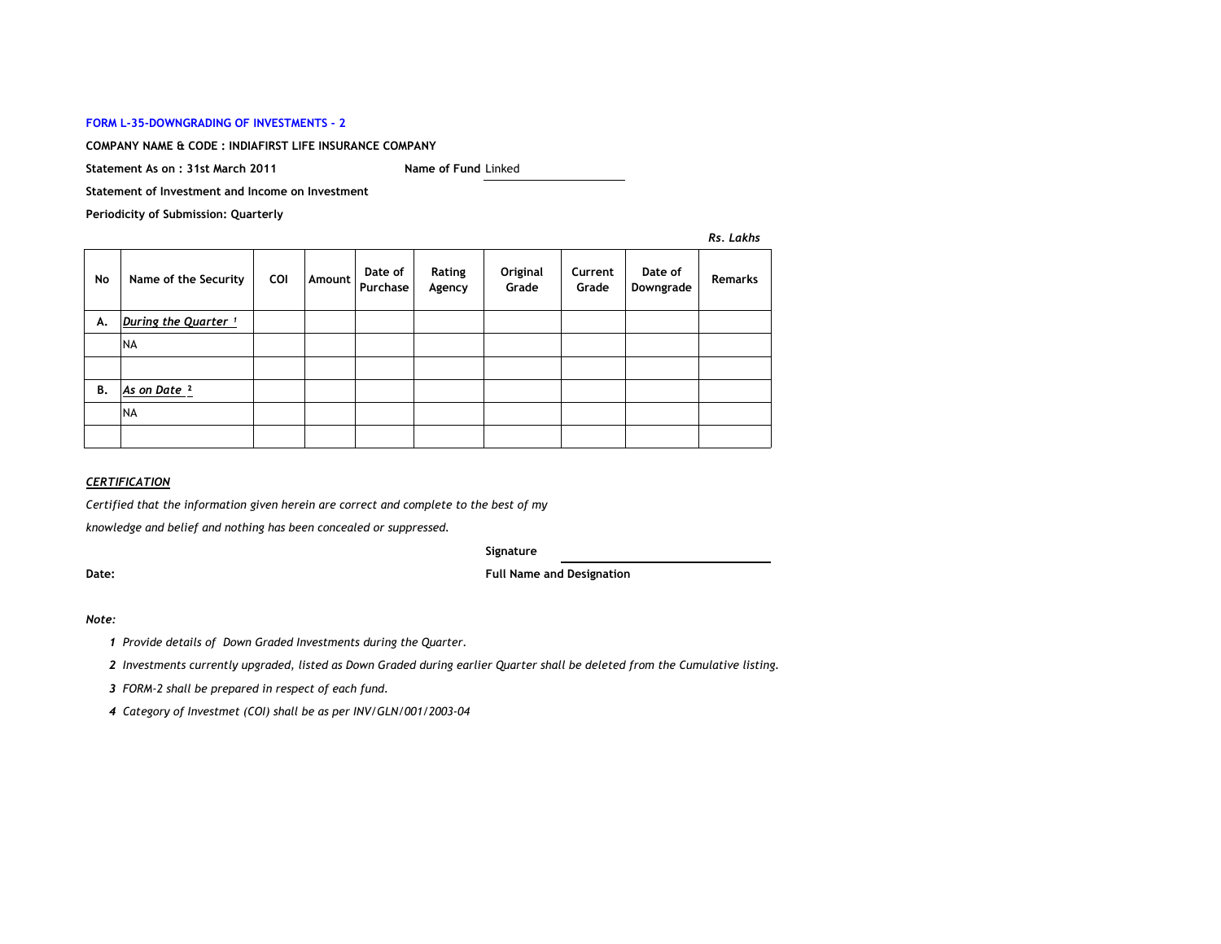**FORM L-35-DOWNGRADING OF INVESTMENTS - 2**

**COMPANY NAME & CODE : INDIAFIRST LIFE INSURANCE COMPANY**

**Statement As on : 31st March 2011** **Name of Fund** Linked

**Statement of Investment and Income on Investment**

**Periodicity of Submission: Quarterly**

*Rs. Lakhs*

| No | Name of the Security | COI | Amount | Date of Purchase | Rating Agency | Original Grade | Current Grade | Date of Downgrade | Remarks |
|---|---|---|---|---|---|---|---|---|---|
| A. | *During the Quarter* [1] | | | | | | | | |
| | NA | | | | | | | | |
| | | | | | | | | | |
| B. | *As on Date* [2] | | | | | | | | |
| | NA | | | | | | | | |
| | | | | | | | | | |

***CERTIFICATION***

*Certified that the information given herein are correct and complete to the best of my knowledge and belief and nothing has been concealed or suppressed.*

**Signature**

**Date:** **Full Name and Designation**

***Note:***

1. *Provide details of Down Graded Investments during the Quarter.*
2. *Investments currently upgraded, listed as Down Graded during earlier Quarter shall be deleted from the Cumulative listing.*
3. *FORM-2 shall be prepared in respect of each fund.*
4. *Category of Investmet (COI) shall be as per INV/GLN/001/2003-04*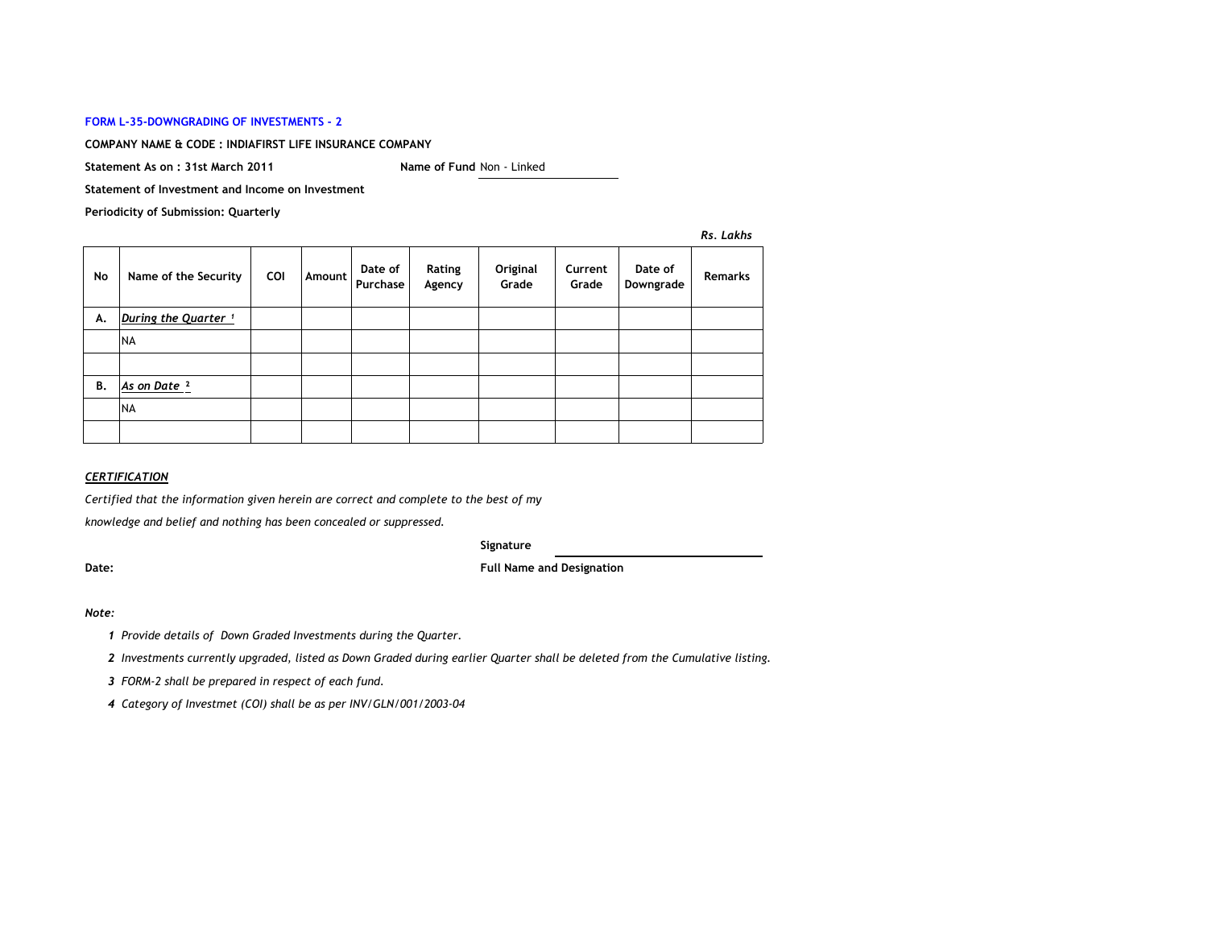**FORM L-35-DOWNGRADING OF INVESTMENTS - 2**

**COMPANY NAME & CODE : INDIAFIRST LIFE INSURANCE COMPANY**

**Statement As on : 31st March 2011** **Name of Fund** Non - Linked

**Statement of Investment and Income on Investment**

**Periodicity of Submission: Quarterly**

*Rs. Lakhs*

| No | Name of the Security | COI | Amount | Date of Purchase | Rating Agency | Original Grade | Current Grade | Date of Downgrade | Remarks |
|---|---|---|---|---|---|---|---|---|---|
| A. | *During the Quarter* [1] | | | | | | | | |
| | NA | | | | | | | | |
| | | | | | | | | | |
| B. | *As on Date* [2] | | | | | | | | |
| | NA | | | | | | | | |
| | | | | | | | | | |

***CERTIFICATION***

*Certified that the information given herein are correct and complete to the best of my knowledge and belief and nothing has been concealed or suppressed.*

**Signature**

**Date:**

**Full Name and Designation**

***Note:***

1. *Provide details of Down Graded Investments during the Quarter.*
2. *Investments currently upgraded, listed as Down Graded during earlier Quarter shall be deleted from the Cumulative listing.*
3. *FORM-2 shall be prepared in respect of each fund.*
4. *Category of Investmet (COI) shall be as per INV/GLN/001/2003-04*